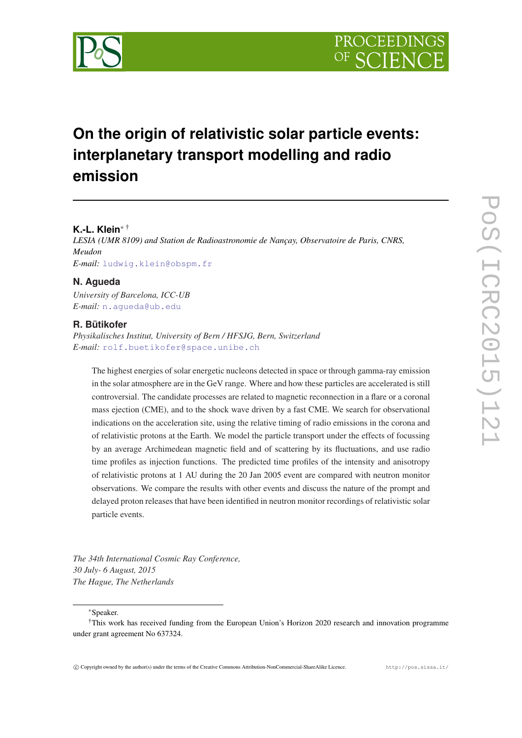# On the origin of relativistic solar particle events: interplanetary transport modelling and radio emission

**K.-L. Klein**[∗ †]
*LESIA (UMR 8109) and Station de Radioastronomie de Nançay, Observatoire de Paris, CNRS, Meudon*
*E-mail:* ludwig.klein@obspm.fr

**N. Agueda**
*University of Barcelona, ICC-UB*
*E-mail:* n.agueda@ub.edu

**R. Bütikofer**
*Physikalisches Institut, University of Bern / HFSJG, Bern, Switzerland*
*E-mail:* rolf.buetikofer@space.unibe.ch

The highest energies of solar energetic nucleons detected in space or through gamma-ray emission in the solar atmosphere are in the GeV range. Where and how these particles are accelerated is still controversial. The candidate processes are related to magnetic reconnection in a flare or a coronal mass ejection (CME), and to the shock wave driven by a fast CME. We search for observational indications on the acceleration site, using the relative timing of radio emissions in the corona and of relativistic protons at the Earth. We model the particle transport under the effects of focussing by an average Archimedean magnetic field and of scattering by its fluctuations, and use radio time profiles as injection functions. The predicted time profiles of the intensity and anisotropy of relativistic protons at 1 AU during the 20 Jan 2005 event are compared with neutron monitor observations. We compare the results with other events and discuss the nature of the prompt and delayed proton releases that have been identified in neutron monitor recordings of relativistic solar particle events.

*The 34th International Cosmic Ray Conference,*
*30 July- 6 August, 2015*
*The Hague, The Netherlands*

---

[∗]Speaker.
[†]This work has received funding from the European Union's Horizon 2020 research and innovation programme under grant agreement No 637324.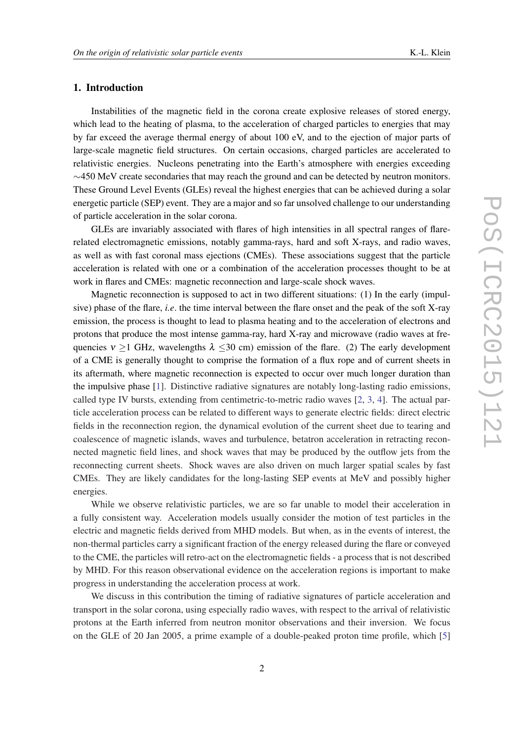## 1. Introduction

Instabilities of the magnetic field in the corona create explosive releases of stored energy, which lead to the heating of plasma, to the acceleration of charged particles to energies that may by far exceed the average thermal energy of about 100 eV, and to the ejection of major parts of large-scale magnetic field structures. On certain occasions, charged particles are accelerated to relativistic energies. Nucleons penetrating into the Earth's atmosphere with energies exceeding $\sim$450 MeV create secondaries that may reach the ground and can be detected by neutron monitors. These Ground Level Events (GLEs) reveal the highest energies that can be achieved during a solar energetic particle (SEP) event. They are a major and so far unsolved challenge to our understanding of particle acceleration in the solar corona.

GLEs are invariably associated with flares of high intensities in all spectral ranges of flare-related electromagnetic emissions, notably gamma-rays, hard and soft X-rays, and radio waves, as well as with fast coronal mass ejections (CMEs). These associations suggest that the particle acceleration is related with one or a combination of the acceleration processes thought to be at work in flares and CMEs: magnetic reconnection and large-scale shock waves.

Magnetic reconnection is supposed to act in two different situations: (1) In the early (impulsive) phase of the flare, *i.e*. the time interval between the flare onset and the peak of the soft X-ray emission, the process is thought to lead to plasma heating and to the acceleration of electrons and protons that produce the most intense gamma-ray, hard X-ray and microwave (radio waves at frequencies $\nu \geq 1$ GHz, wavelengths $\lambda \leq 30$ cm) emission of the flare. (2) The early development of a CME is generally thought to comprise the formation of a flux rope and of current sheets in its aftermath, where magnetic reconnection is expected to occur over much longer duration than the impulsive phase [1]. Distinctive radiative signatures are notably long-lasting radio emissions, called type IV bursts, extending from centimetric-to-metric radio waves [2, 3, 4]. The actual particle acceleration process can be related to different ways to generate electric fields: direct electric fields in the reconnection region, the dynamical evolution of the current sheet due to tearing and coalescence of magnetic islands, waves and turbulence, betatron acceleration in retracting reconnected magnetic field lines, and shock waves that may be produced by the outflow jets from the reconnecting current sheets. Shock waves are also driven on much larger spatial scales by fast CMEs. They are likely candidates for the long-lasting SEP events at MeV and possibly higher energies.

While we observe relativistic particles, we are so far unable to model their acceleration in a fully consistent way. Acceleration models usually consider the motion of test particles in the electric and magnetic fields derived from MHD models. But when, as in the events of interest, the non-thermal particles carry a significant fraction of the energy released during the flare or conveyed to the CME, the particles will retro-act on the electromagnetic fields - a process that is not described by MHD. For this reason observational evidence on the acceleration regions is important to make progress in understanding the acceleration process at work.

We discuss in this contribution the timing of radiative signatures of particle acceleration and transport in the solar corona, using especially radio waves, with respect to the arrival of relativistic protons at the Earth inferred from neutron monitor observations and their inversion. We focus on the GLE of 20 Jan 2005, a prime example of a double-peaked proton time profile, which [5]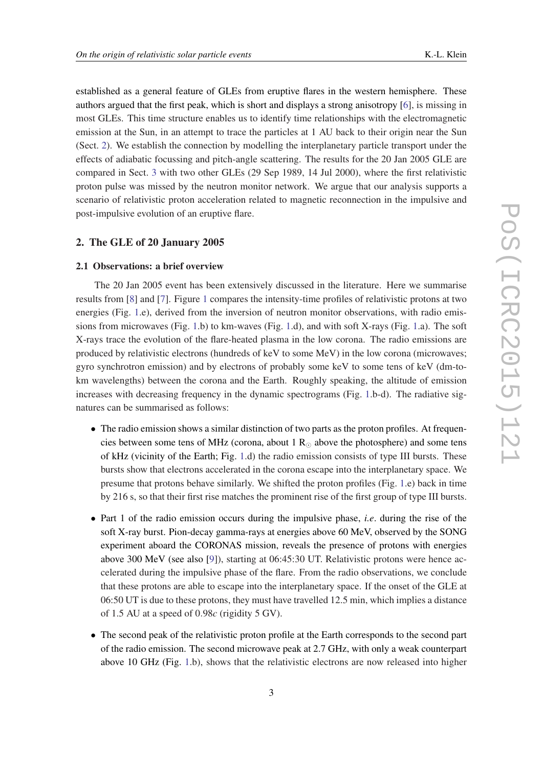established as a general feature of GLEs from eruptive flares in the western hemisphere. These authors argued that the first peak, which is short and displays a strong anisotropy [6], is missing in most GLEs. This time structure enables us to identify time relationships with the electromagnetic emission at the Sun, in an attempt to trace the particles at 1 AU back to their origin near the Sun (Sect. 2). We establish the connection by modelling the interplanetary particle transport under the effects of adiabatic focussing and pitch-angle scattering. The results for the 20 Jan 2005 GLE are compared in Sect. 3 with two other GLEs (29 Sep 1989, 14 Jul 2000), where the first relativistic proton pulse was missed by the neutron monitor network. We argue that our analysis supports a scenario of relativistic proton acceleration related to magnetic reconnection in the impulsive and post-impulsive evolution of an eruptive flare.

## 2. The GLE of 20 January 2005

### 2.1 Observations: a brief overview

The 20 Jan 2005 event has been extensively discussed in the literature. Here we summarise results from [8] and [7]. Figure 1 compares the intensity-time profiles of relativistic protons at two energies (Fig. 1.e), derived from the inversion of neutron monitor observations, with radio emissions from microwaves (Fig. 1.b) to km-waves (Fig. 1.d), and with soft X-rays (Fig. 1.a). The soft X-rays trace the evolution of the flare-heated plasma in the low corona. The radio emissions are produced by relativistic electrons (hundreds of keV to some MeV) in the low corona (microwaves; gyro synchrotron emission) and by electrons of probably some keV to some tens of keV (dm-to-km wavelengths) between the corona and the Earth. Roughly speaking, the altitude of emission increases with decreasing frequency in the dynamic spectrograms (Fig. 1.b-d). The radiative signatures can be summarised as follows:

- The radio emission shows a similar distinction of two parts as the proton profiles. At frequencies between some tens of MHz (corona, about 1 $R_\odot$ above the photosphere) and some tens of kHz (vicinity of the Earth; Fig. 1.d) the radio emission consists of type III bursts. These bursts show that electrons accelerated in the corona escape into the interplanetary space. We presume that protons behave similarly. We shifted the proton profiles (Fig. 1.e) back in time by 216 s, so that their first rise matches the prominent rise of the first group of type III bursts.
- Part 1 of the radio emission occurs during the impulsive phase, *i.e*. during the rise of the soft X-ray burst. Pion-decay gamma-rays at energies above 60 MeV, observed by the SONG experiment aboard the CORONAS mission, reveals the presence of protons with energies above 300 MeV (see also [9]), starting at 06:45:30 UT. Relativistic protons were hence accelerated during the impulsive phase of the flare. From the radio observations, we conclude that these protons are able to escape into the interplanetary space. If the onset of the GLE at 06:50 UT is due to these protons, they must have travelled 12.5 min, which implies a distance of 1.5 AU at a speed of 0.98*c* (rigidity 5 GV).
- The second peak of the relativistic proton profile at the Earth corresponds to the second part of the radio emission. The second microwave peak at 2.7 GHz, with only a weak counterpart above 10 GHz (Fig. 1.b), shows that the relativistic electrons are now released into higher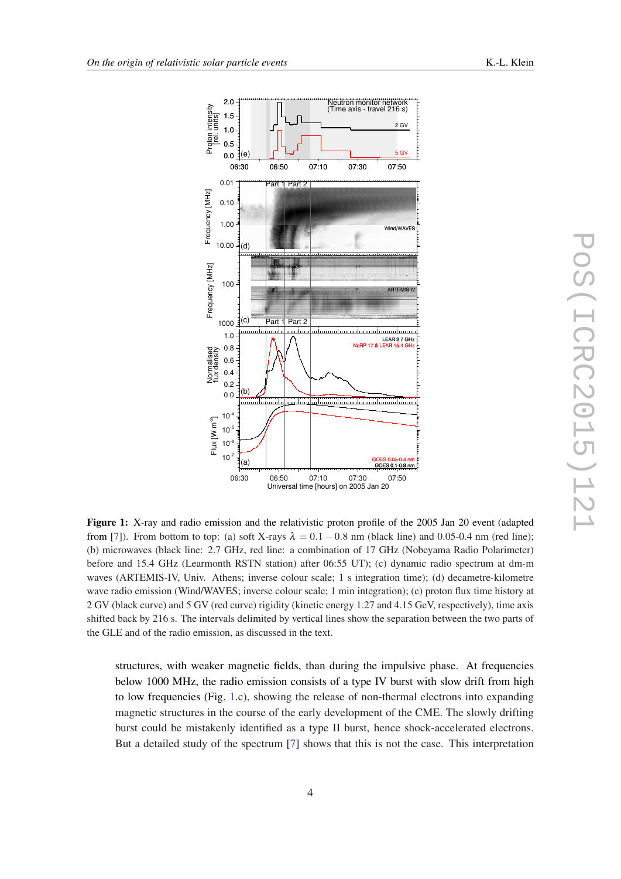**Figure 1:** X-ray and radio emission and the relativistic proton profile of the 2005 Jan 20 event (adapted from [7]). From bottom to top: (a) soft X-rays $\lambda = 0.1 - 0.8$ nm (black line) and 0.05-0.4 nm (red line); (b) microwaves (black line: 2.7 GHz, red line: a combination of 17 GHz (Nobeyama Radio Polarimeter) before and 15.4 GHz (Learmonth RSTN station) after 06:55 UT); (c) dynamic radio spectrum at dm-m waves (ARTEMIS-IV, Univ. Athens; inverse colour scale; 1 s integration time); (d) decametre-kilometre wave radio emission (Wind/WAVES; inverse colour scale; 1 min integration); (e) proton flux time history at 2 GV (black curve) and 5 GV (red curve) rigidity (kinetic energy 1.27 and 4.15 GeV, respectively), time axis shifted back by 216 s. The intervals delimited by vertical lines show the separation between the two parts of the GLE and of the radio emission, as discussed in the text.

structures, with weaker magnetic fields, than during the impulsive phase. At frequencies below 1000 MHz, the radio emission consists of a type IV burst with slow drift from high to low frequencies (Fig. 1.c), showing the release of non-thermal electrons into expanding magnetic structures in the course of the early development of the CME. The slowly drifting burst could be mistakenly identified as a type II burst, hence shock-accelerated electrons. But a detailed study of the spectrum [7] shows that this is not the case. This interpretation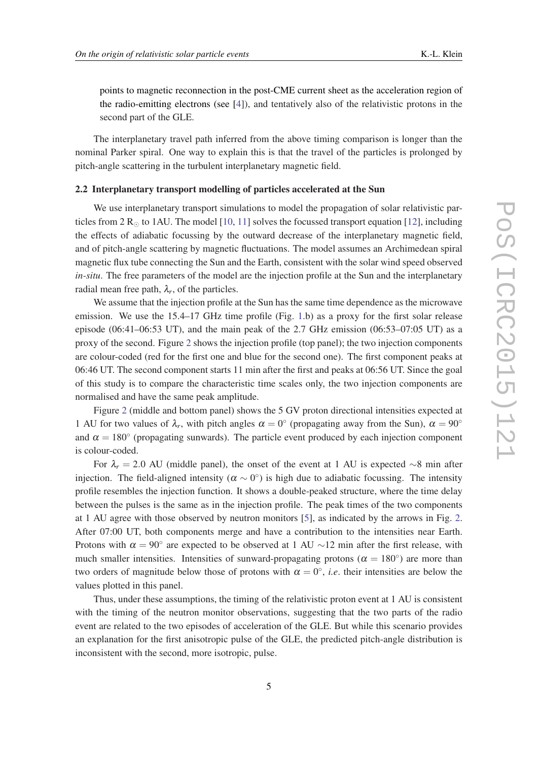points to magnetic reconnection in the post-CME current sheet as the acceleration region of the radio-emitting electrons (see [4]), and tentatively also of the relativistic protons in the second part of the GLE.

The interplanetary travel path inferred from the above timing comparison is longer than the nominal Parker spiral. One way to explain this is that the travel of the particles is prolonged by pitch-angle scattering in the turbulent interplanetary magnetic field.

### 2.2 Interplanetary transport modelling of particles accelerated at the Sun

We use interplanetary transport simulations to model the propagation of solar relativistic particles from 2 $R_{\odot}$ to 1AU. The model [10, 11] solves the focussed transport equation [12], including the effects of adiabatic focussing by the outward decrease of the interplanetary magnetic field, and of pitch-angle scattering by magnetic fluctuations. The model assumes an Archimedean spiral magnetic flux tube connecting the Sun and the Earth, consistent with the solar wind speed observed *in-situ*. The free parameters of the model are the injection profile at the Sun and the interplanetary radial mean free path, $\lambda_r$, of the particles.

We assume that the injection profile at the Sun has the same time dependence as the microwave emission. We use the 15.4–17 GHz time profile (Fig. 1.b) as a proxy for the first solar release episode (06:41–06:53 UT), and the main peak of the 2.7 GHz emission (06:53–07:05 UT) as a proxy of the second. Figure 2 shows the injection profile (top panel); the two injection components are colour-coded (red for the first one and blue for the second one). The first component peaks at 06:46 UT. The second component starts 11 min after the first and peaks at 06:56 UT. Since the goal of this study is to compare the characteristic time scales only, the two injection components are normalised and have the same peak amplitude.

Figure 2 (middle and bottom panel) shows the 5 GV proton directional intensities expected at 1 AU for two values of $\lambda_r$, with pitch angles $\alpha = 0^{\circ}$ (propagating away from the Sun), $\alpha = 90^{\circ}$ and $\alpha = 180^{\circ}$ (propagating sunwards). The particle event produced by each injection component is colour-coded.

For $\lambda_r = 2.0$ AU (middle panel), the onset of the event at 1 AU is expected $\sim$8 min after injection. The field-aligned intensity ($\alpha \sim 0^{\circ}$) is high due to adiabatic focussing. The intensity profile resembles the injection function. It shows a double-peaked structure, where the time delay between the pulses is the same as in the injection profile. The peak times of the two components at 1 AU agree with those observed by neutron monitors [5], as indicated by the arrows in Fig. 2. After 07:00 UT, both components merge and have a contribution to the intensities near Earth. Protons with $\alpha = 90^{\circ}$ are expected to be observed at 1 AU $\sim$12 min after the first release, with much smaller intensities. Intensities of sunward-propagating protons ($\alpha = 180^{\circ}$) are more than two orders of magnitude below those of protons with $\alpha = 0^{\circ}$, *i.e.* their intensities are below the values plotted in this panel.

Thus, under these assumptions, the timing of the relativistic proton event at 1 AU is consistent with the timing of the neutron monitor observations, suggesting that the two parts of the radio event are related to the two episodes of acceleration of the GLE. But while this scenario provides an explanation for the first anisotropic pulse of the GLE, the predicted pitch-angle distribution is inconsistent with the second, more isotropic, pulse.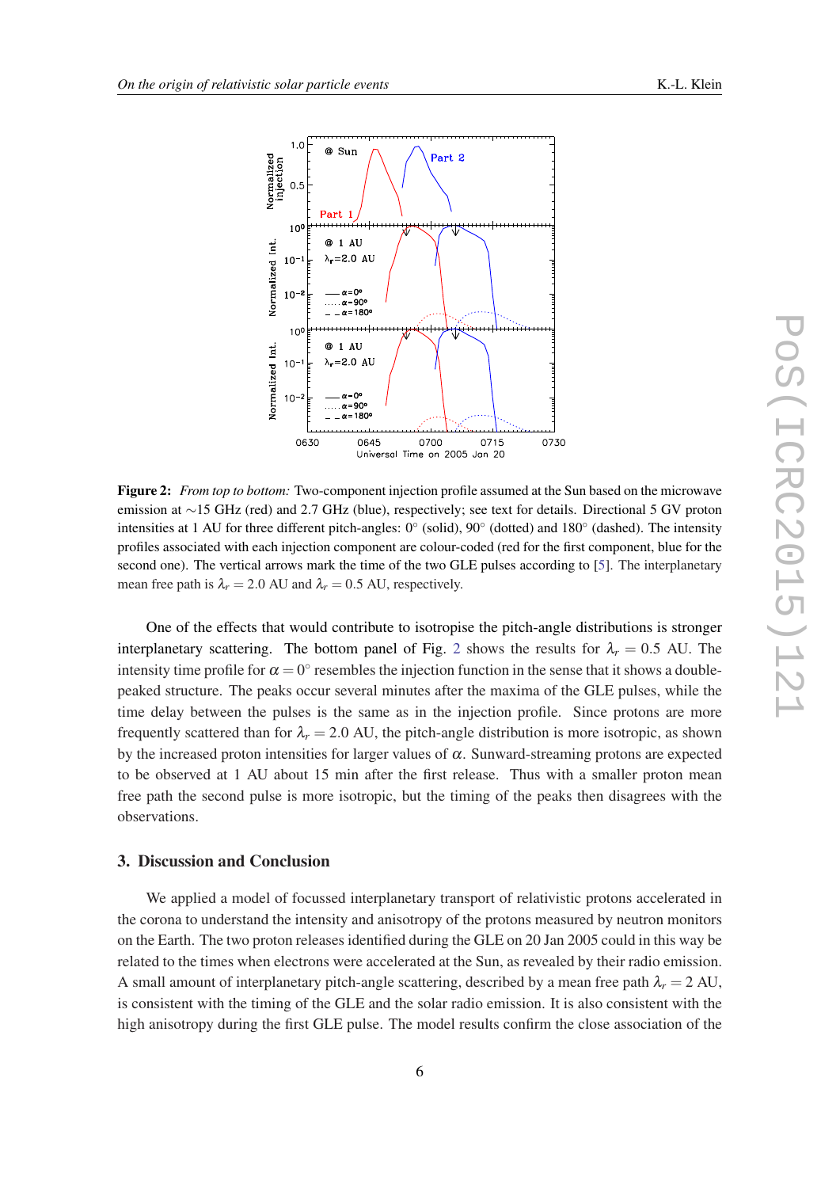**Figure 2:** *From top to bottom:* Two-component injection profile assumed at the Sun based on the microwave emission at ∼15 GHz (red) and 2.7 GHz (blue), respectively; see text for details. Directional 5 GV proton intensities at 1 AU for three different pitch-angles: 0° (solid), 90° (dotted) and 180° (dashed). The intensity profiles associated with each injection component are colour-coded (red for the first component, blue for the second one). The vertical arrows mark the time of the two GLE pulses according to [5]. The interplanetary mean free path is $\lambda_r = 2.0$ AU and $\lambda_r = 0.5$ AU, respectively.

One of the effects that would contribute to isotropise the pitch-angle distributions is stronger interplanetary scattering. The bottom panel of Fig. 2 shows the results for $\lambda_r = 0.5$ AU. The intensity time profile for $\alpha = 0°$ resembles the injection function in the sense that it shows a double-peaked structure. The peaks occur several minutes after the maxima of the GLE pulses, while the time delay between the pulses is the same as in the injection profile. Since protons are more frequently scattered than for $\lambda_r = 2.0$ AU, the pitch-angle distribution is more isotropic, as shown by the increased proton intensities for larger values of $\alpha$. Sunward-streaming protons are expected to be observed at 1 AU about 15 min after the first release. Thus with a smaller proton mean free path the second pulse is more isotropic, but the timing of the peaks then disagrees with the observations.

## 3. Discussion and Conclusion

We applied a model of focussed interplanetary transport of relativistic protons accelerated in the corona to understand the intensity and anisotropy of the protons measured by neutron monitors on the Earth. The two proton releases identified during the GLE on 20 Jan 2005 could in this way be related to the times when electrons were accelerated at the Sun, as revealed by their radio emission. A small amount of interplanetary pitch-angle scattering, described by a mean free path $\lambda_r = 2$ AU, is consistent with the timing of the GLE and the solar radio emission. It is also consistent with the high anisotropy during the first GLE pulse. The model results confirm the close association of the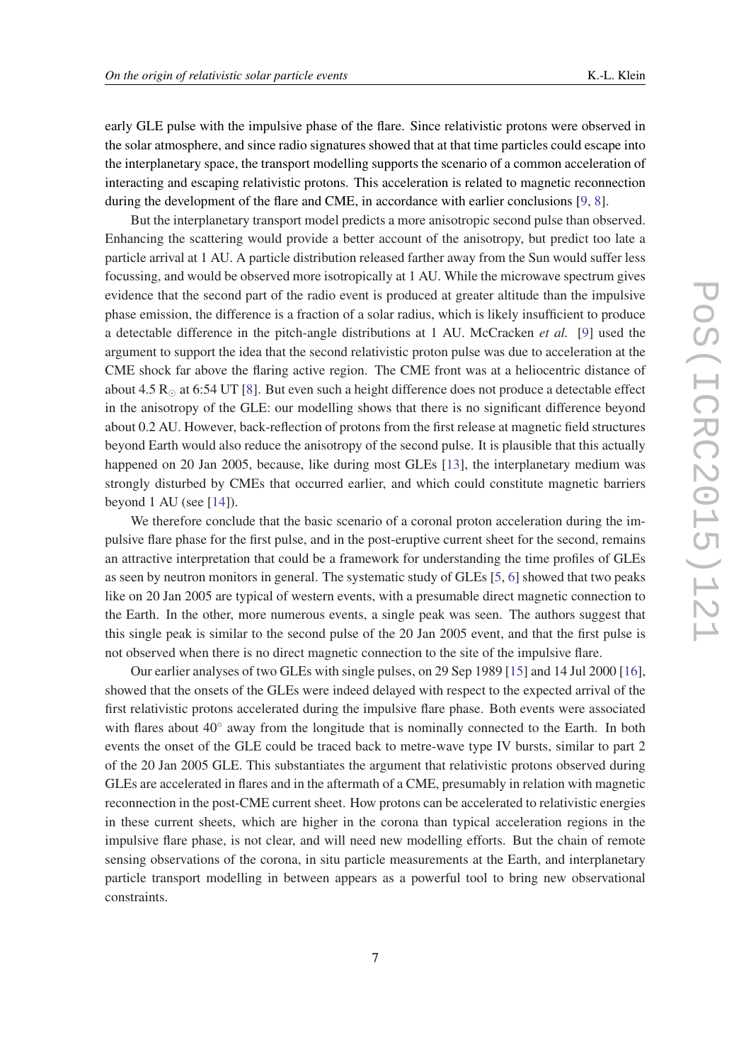early GLE pulse with the impulsive phase of the flare. Since relativistic protons were observed in the solar atmosphere, and since radio signatures showed that at that time particles could escape into the interplanetary space, the transport modelling supports the scenario of a common acceleration of interacting and escaping relativistic protons. This acceleration is related to magnetic reconnection during the development of the flare and CME, in accordance with earlier conclusions [9, 8].

But the interplanetary transport model predicts a more anisotropic second pulse than observed. Enhancing the scattering would provide a better account of the anisotropy, but predict too late a particle arrival at 1 AU. A particle distribution released farther away from the Sun would suffer less focussing, and would be observed more isotropically at 1 AU. While the microwave spectrum gives evidence that the second part of the radio event is produced at greater altitude than the impulsive phase emission, the difference is a fraction of a solar radius, which is likely insufficient to produce a detectable difference in the pitch-angle distributions at 1 AU. McCracken *et al.* [9] used the argument to support the idea that the second relativistic proton pulse was due to acceleration at the CME shock far above the flaring active region. The CME front was at a heliocentric distance of about 4.5 $R_{\odot}$ at 6:54 UT [8]. But even such a height difference does not produce a detectable effect in the anisotropy of the GLE: our modelling shows that there is no significant difference beyond about 0.2 AU. However, back-reflection of protons from the first release at magnetic field structures beyond Earth would also reduce the anisotropy of the second pulse. It is plausible that this actually happened on 20 Jan 2005, because, like during most GLEs [13], the interplanetary medium was strongly disturbed by CMEs that occurred earlier, and which could constitute magnetic barriers beyond 1 AU (see [14]).

We therefore conclude that the basic scenario of a coronal proton acceleration during the impulsive flare phase for the first pulse, and in the post-eruptive current sheet for the second, remains an attractive interpretation that could be a framework for understanding the time profiles of GLEs as seen by neutron monitors in general. The systematic study of GLEs [5, 6] showed that two peaks like on 20 Jan 2005 are typical of western events, with a presumable direct magnetic connection to the Earth. In the other, more numerous events, a single peak was seen. The authors suggest that this single peak is similar to the second pulse of the 20 Jan 2005 event, and that the first pulse is not observed when there is no direct magnetic connection to the site of the impulsive flare.

Our earlier analyses of two GLEs with single pulses, on 29 Sep 1989 [15] and 14 Jul 2000 [16], showed that the onsets of the GLEs were indeed delayed with respect to the expected arrival of the first relativistic protons accelerated during the impulsive flare phase. Both events were associated with flares about 40° away from the longitude that is nominally connected to the Earth. In both events the onset of the GLE could be traced back to metre-wave type IV bursts, similar to part 2 of the 20 Jan 2005 GLE. This substantiates the argument that relativistic protons observed during GLEs are accelerated in flares and in the aftermath of a CME, presumably in relation with magnetic reconnection in the post-CME current sheet. How protons can be accelerated to relativistic energies in these current sheets, which are higher in the corona than typical acceleration regions in the impulsive flare phase, is not clear, and will need new modelling efforts. But the chain of remote sensing observations of the corona, in situ particle measurements at the Earth, and interplanetary particle transport modelling in between appears as a powerful tool to bring new observational constraints.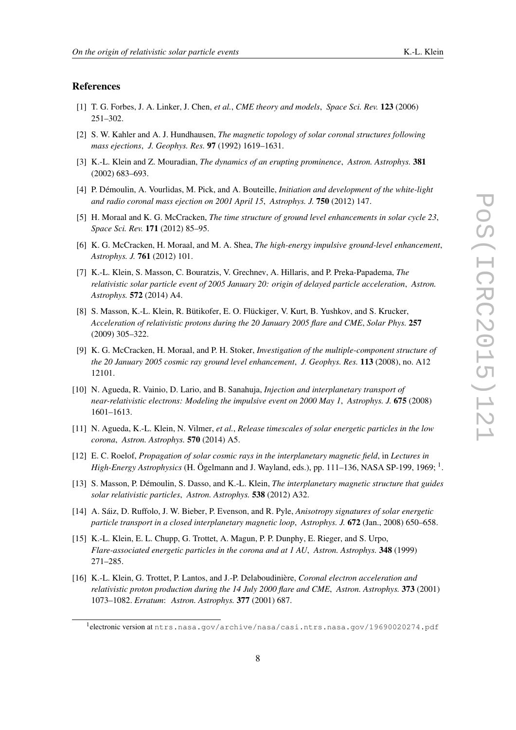## References

[1] T. G. Forbes, J. A. Linker, J. Chen, *et al.*, *CME theory and models*, *Space Sci. Rev.* **123** (2006) 251–302.

[2] S. W. Kahler and A. J. Hundhausen, *The magnetic topology of solar coronal structures following mass ejections*, *J. Geophys. Res.* **97** (1992) 1619–1631.

[3] K.-L. Klein and Z. Mouradian, *The dynamics of an erupting prominence*, *Astron. Astrophys.* **381** (2002) 683–693.

[4] P. Démoulin, A. Vourlidas, M. Pick, and A. Bouteille, *Initiation and development of the white-light and radio coronal mass ejection on 2001 April 15*, *Astrophys. J.* **750** (2012) 147.

[5] H. Moraal and K. G. McCracken, *The time structure of ground level enhancements in solar cycle 23*, *Space Sci. Rev.* **171** (2012) 85–95.

[6] K. G. McCracken, H. Moraal, and M. A. Shea, *The high-energy impulsive ground-level enhancement*, *Astrophys. J.* **761** (2012) 101.

[7] K.-L. Klein, S. Masson, C. Bouratzis, V. Grechnev, A. Hillaris, and P. Preka-Papadema, *The relativistic solar particle event of 2005 January 20: origin of delayed particle acceleration*, *Astron. Astrophys.* **572** (2014) A4.

[8] S. Masson, K.-L. Klein, R. Bütikofer, E. O. Flückiger, V. Kurt, B. Yushkov, and S. Krucker, *Acceleration of relativistic protons during the 20 January 2005 flare and CME*, *Solar Phys.* **257** (2009) 305–322.

[9] K. G. McCracken, H. Moraal, and P. H. Stoker, *Investigation of the multiple-component structure of the 20 January 2005 cosmic ray ground level enhancement*, *J. Geophys. Res.* **113** (2008), no. A12 12101.

[10] N. Agueda, R. Vainio, D. Lario, and B. Sanahuja, *Injection and interplanetary transport of near-relativistic electrons: Modeling the impulsive event on 2000 May 1*, *Astrophys. J.* **675** (2008) 1601–1613.

[11] N. Agueda, K.-L. Klein, N. Vilmer, *et al.*, *Release timescales of solar energetic particles in the low corona*, *Astron. Astrophys.* **570** (2014) A5.

[12] E. C. Roelof, *Propagation of solar cosmic rays in the interplanetary magnetic field*, in *Lectures in High-Energy Astrophysics* (H. Ögelmann and J. Wayland, eds.), pp. 111–136, NASA SP-199, 1969; [1].

[13] S. Masson, P. Démoulin, S. Dasso, and K.-L. Klein, *The interplanetary magnetic structure that guides solar relativistic particles*, *Astron. Astrophys.* **538** (2012) A32.

[14] A. Sáiz, D. Ruffolo, J. W. Bieber, P. Evenson, and R. Pyle, *Anisotropy signatures of solar energetic particle transport in a closed interplanetary magnetic loop*, *Astrophys. J.* **672** (Jan., 2008) 650–658.

[15] K.-L. Klein, E. L. Chupp, G. Trottet, A. Magun, P. P. Dunphy, E. Rieger, and S. Urpo, *Flare-associated energetic particles in the corona and at 1 AU*, *Astron. Astrophys.* **348** (1999) 271–285.

[16] K.-L. Klein, G. Trottet, P. Lantos, and J.-P. Delaboudinière, *Coronal electron acceleration and relativistic proton production during the 14 July 2000 flare and CME*, *Astron. Astrophys.* **373** (2001) 1073–1082. *Erratum*: *Astron. Astrophys.* **377** (2001) 687.

[1] electronic version at `ntrs.nasa.gov/archive/nasa/casi.ntrs.nasa.gov/19690020274.pdf`